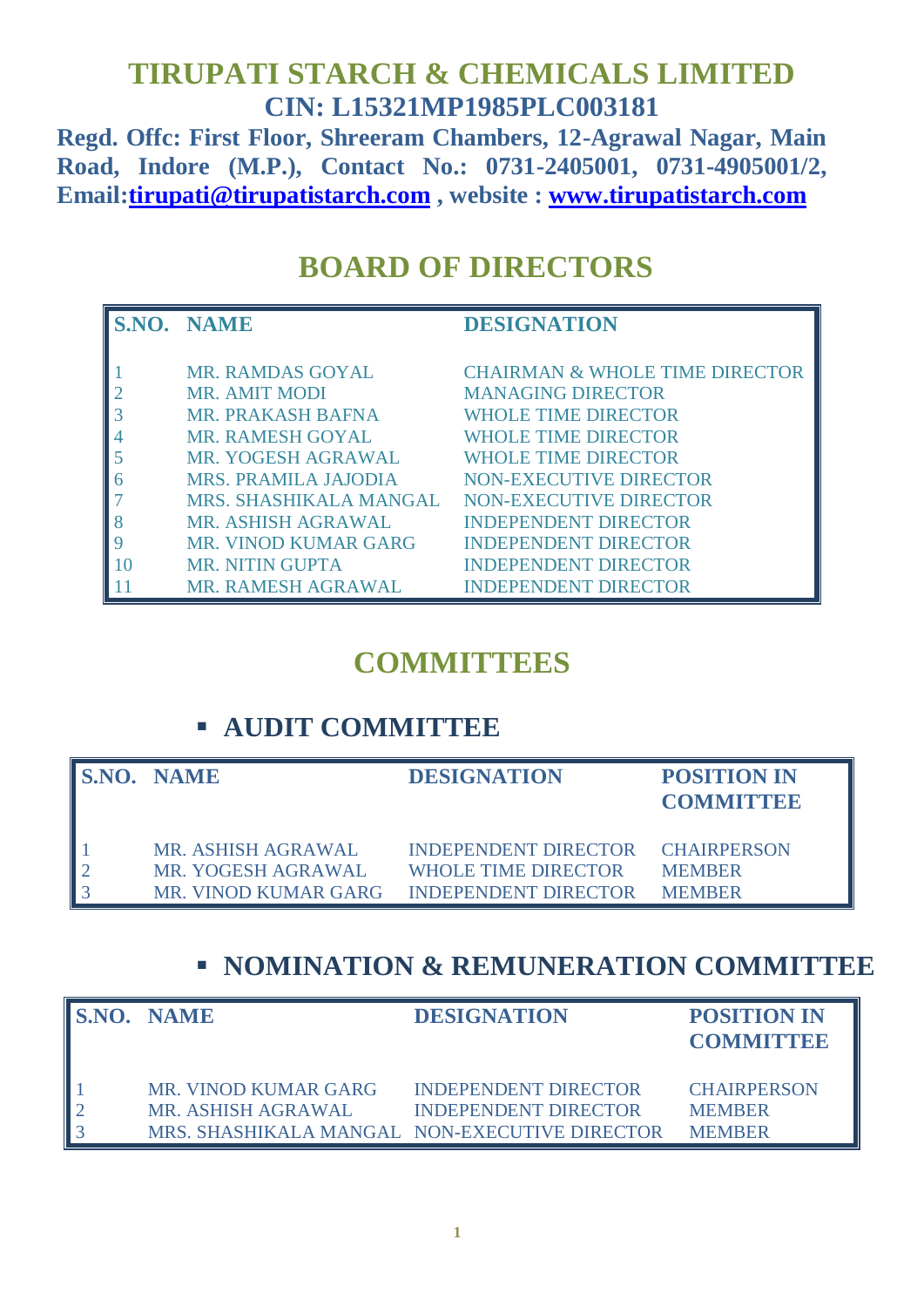# TIRUPATI STARCH & CHEMICALS LIMITED

## CIN: L15321MP1985PLC003181

**Regd. Offc: First Floor, Shreeram Chambers, 12-Agrawal Nagar, Main Road, Indore (M.P.), Contact No.: 0731-2405001, 0731-4905001/2, Email:tirupati@tirupatistarch.com , website : www.tirupatistarch.com**

## BOARD OF DIRECTORS

| S.NO. | NAME | DESIGNATION |
|---|---|---|
| 1 | MR. RAMDAS GOYAL | CHAIRMAN & WHOLE TIME DIRECTOR |
| 2 | MR. AMIT MODI | MANAGING DIRECTOR |
| 3 | MR. PRAKASH BAFNA | WHOLE TIME DIRECTOR |
| 4 | MR. RAMESH GOYAL | WHOLE TIME DIRECTOR |
| 5 | MR. YOGESH AGRAWAL | WHOLE TIME DIRECTOR |
| 6 | MRS. PRAMILA JAJODIA | NON-EXECUTIVE DIRECTOR |
| 7 | MRS. SHASHIKALA MANGAL | NON-EXECUTIVE DIRECTOR |
| 8 | MR. ASHISH AGRAWAL | INDEPENDENT DIRECTOR |
| 9 | MR. VINOD KUMAR GARG | INDEPENDENT DIRECTOR |
| 10 | MR. NITIN GUPTA | INDEPENDENT DIRECTOR |
| 11 | MR. RAMESH AGRAWAL | INDEPENDENT DIRECTOR |

## COMMITTEES

### ▪ AUDIT COMMITTEE

| S.NO. | NAME | DESIGNATION | POSITION IN COMMITTEE |
|---|---|---|---|
| 1 | MR. ASHISH AGRAWAL | INDEPENDENT DIRECTOR | CHAIRPERSON |
| 2 | MR. YOGESH AGRAWAL | WHOLE TIME DIRECTOR | MEMBER |
| 3 | MR. VINOD KUMAR GARG | INDEPENDENT DIRECTOR | MEMBER |

### ▪ NOMINATION & REMUNERATION COMMITTEE

| S.NO. | NAME | DESIGNATION | POSITION IN COMMITTEE |
|---|---|---|---|
| 1 | MR. VINOD KUMAR GARG | INDEPENDENT DIRECTOR | CHAIRPERSON |
| 2 | MR. ASHISH AGRAWAL | INDEPENDENT DIRECTOR | MEMBER |
| 3 | MRS. SHASHIKALA MANGAL | NON-EXECUTIVE DIRECTOR | MEMBER |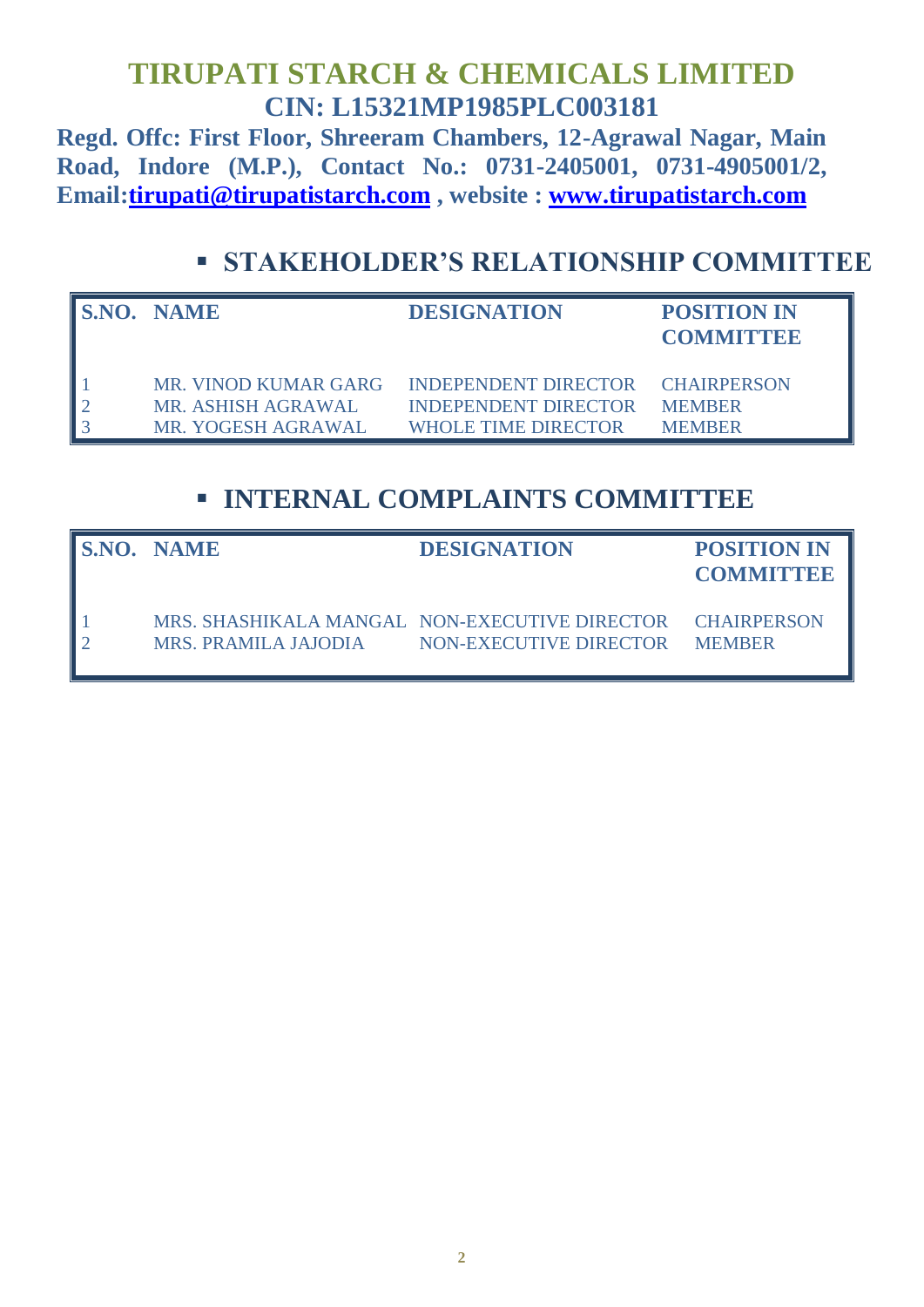# TIRUPATI STARCH & CHEMICALS LIMITED

## CIN: L15321MP1985PLC003181

**Regd. Offc: First Floor, Shreeram Chambers, 12-Agrawal Nagar, Main Road, Indore (M.P.), Contact No.: 0731-2405001, 0731-4905001/2, Email:tirupati@tirupatistarch.com , website : www.tirupatistarch.com**

## ▪ STAKEHOLDER'S RELATIONSHIP COMMITTEE

| S.NO. | NAME | DESIGNATION | POSITION IN COMMITTEE |
|---|---|---|---|
| 1 | MR. VINOD KUMAR GARG | INDEPENDENT DIRECTOR | CHAIRPERSON |
| 2 | MR. ASHISH AGRAWAL | INDEPENDENT DIRECTOR | MEMBER |
| 3 | MR. YOGESH AGRAWAL | WHOLE TIME DIRECTOR | MEMBER |

## ▪ INTERNAL COMPLAINTS COMMITTEE

| S.NO. | NAME | DESIGNATION | POSITION IN COMMITTEE |
|---|---|---|---|
| 1 | MRS. SHASHIKALA MANGAL | NON-EXECUTIVE DIRECTOR | CHAIRPERSON |
| 2 | MRS. PRAMILA JAJODIA | NON-EXECUTIVE DIRECTOR | MEMBER |